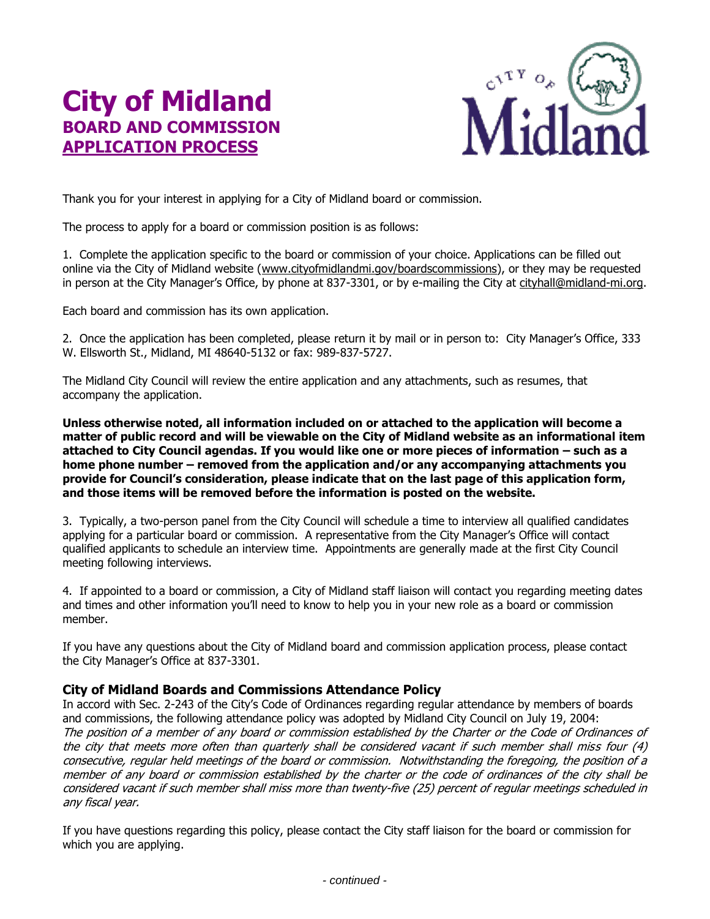# City of Midland

## BOARD AND COMMISSION

## APPLICATION PROCESS

Thank you for your interest in applying for a City of Midland board or commission.

The process to apply for a board or commission position is as follows:

1. Complete the application specific to the board or commission of your choice. Applications can be filled out online via the City of Midland website (www.cityofmidlandmi.gov/boardscommissions), or they may be requested in person at the City Manager's Office, by phone at 837-3301, or by e-mailing the City at cityhall@midland-mi.org.

Each board and commission has its own application.

2. Once the application has been completed, please return it by mail or in person to: City Manager's Office, 333 W. Ellsworth St., Midland, MI 48640-5132 or fax: 989-837-5727.

The Midland City Council will review the entire application and any attachments, such as resumes, that accompany the application.

**Unless otherwise noted, all information included on or attached to the application will become a matter of public record and will be viewable on the City of Midland website as an informational item attached to City Council agendas. If you would like one or more pieces of information – such as a home phone number – removed from the application and/or any accompanying attachments you provide for Council's consideration, please indicate that on the last page of this application form, and those items will be removed before the information is posted on the website.**

3. Typically, a two-person panel from the City Council will schedule a time to interview all qualified candidates applying for a particular board or commission. A representative from the City Manager's Office will contact qualified applicants to schedule an interview time. Appointments are generally made at the first City Council meeting following interviews.

4. If appointed to a board or commission, a City of Midland staff liaison will contact you regarding meeting dates and times and other information you'll need to know to help you in your new role as a board or commission member.

If you have any questions about the City of Midland board and commission application process, please contact the City Manager's Office at 837-3301.

### City of Midland Boards and Commissions Attendance Policy

In accord with Sec. 2-243 of the City's Code of Ordinances regarding regular attendance by members of boards and commissions, the following attendance policy was adopted by Midland City Council on July 19, 2004:
*The position of a member of any board or commission established by the Charter or the Code of Ordinances of the city that meets more often than quarterly shall be considered vacant if such member shall miss four (4) consecutive, regular held meetings of the board or commission. Notwithstanding the foregoing, the position of a member of any board or commission established by the charter or the code of ordinances of the city shall be considered vacant if such member shall miss more than twenty-five (25) percent of regular meetings scheduled in any fiscal year.*

If you have questions regarding this policy, please contact the City staff liaison for the board or commission for which you are applying.

*- continued -*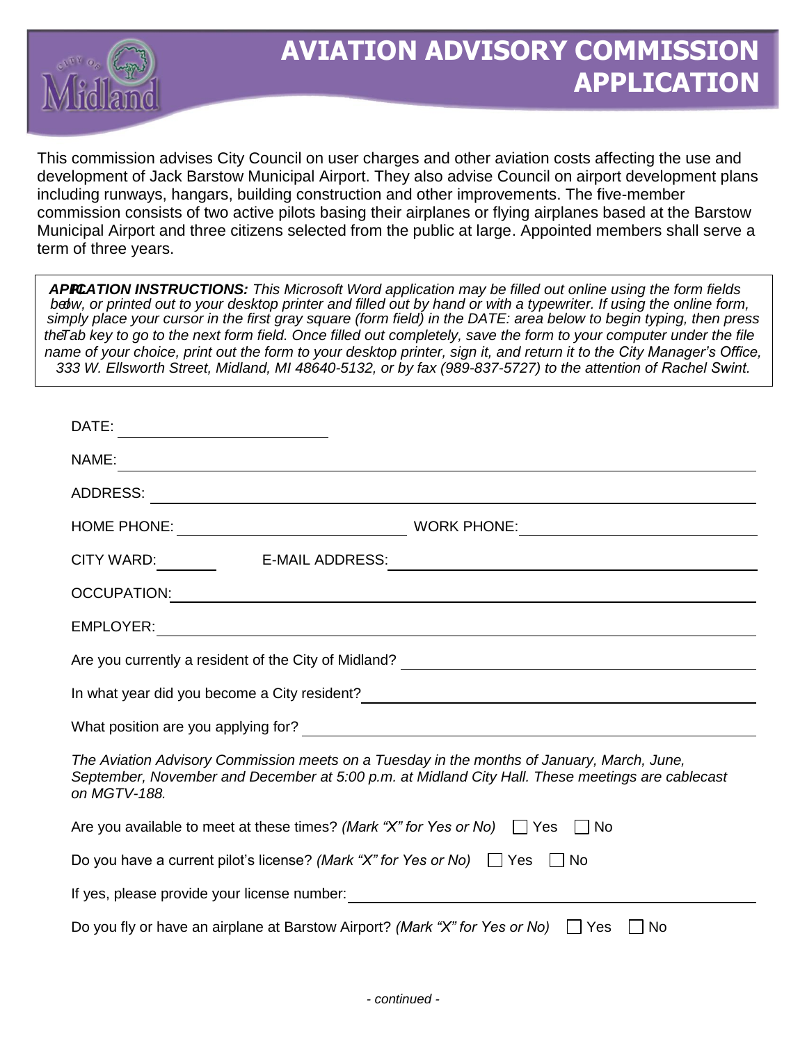# AVIATION ADVISORY COMMISSION APPLICATION

This commission advises City Council on user charges and other aviation costs affecting the use and development of Jack Barstow Municipal Airport. They also advise Council on airport development plans including runways, hangars, building construction and other improvements. The five-member commission consists of two active pilots basing their airplanes or flying airplanes based at the Barstow Municipal Airport and three citizens selected from the public at large. Appointed members shall serve a term of three years.

***APPLICATION INSTRUCTIONS:*** *This Microsoft Word application may be filled out online using the form fields below, or printed out to your desktop printer and filled out by hand or with a typewriter. If using the online form, simply place your cursor in the first gray square (form field) in the DATE: area below to begin typing, then press the Tab key to go to the next form field. Once filled out completely, save the form to your computer under the file name of your choice, print out the form to your desktop printer, sign it, and return it to the City Manager's Office, 333 W. Ellsworth Street, Midland, MI 48640-5132, or by fax (989-837-5727) to the attention of Rachel Swint.*

DATE: ____________________

NAME: ____________________

ADDRESS: ____________________

HOME PHONE: ____________________ WORK PHONE: ____________________

CITY WARD: ________ E-MAIL ADDRESS: ____________________

OCCUPATION: ____________________

EMPLOYER: ____________________

Are you currently a resident of the City of Midland? ____________________

In what year did you become a City resident? ____________________

What position are you applying for? ____________________

*The Aviation Advisory Commission meets on a Tuesday in the months of January, March, June, September, November and December at 5:00 p.m. at Midland City Hall. These meetings are cablecast on MGTV-188.*

Are you available to meet at these times? *(Mark "X" for Yes or No)* ☐ Yes ☐ No

Do you have a current pilot's license? *(Mark "X" for Yes or No)* ☐ Yes ☐ No

If yes, please provide your license number: ____________________

Do you fly or have an airplane at Barstow Airport? *(Mark "X" for Yes or No)* ☐ Yes ☐ No

*- continued -*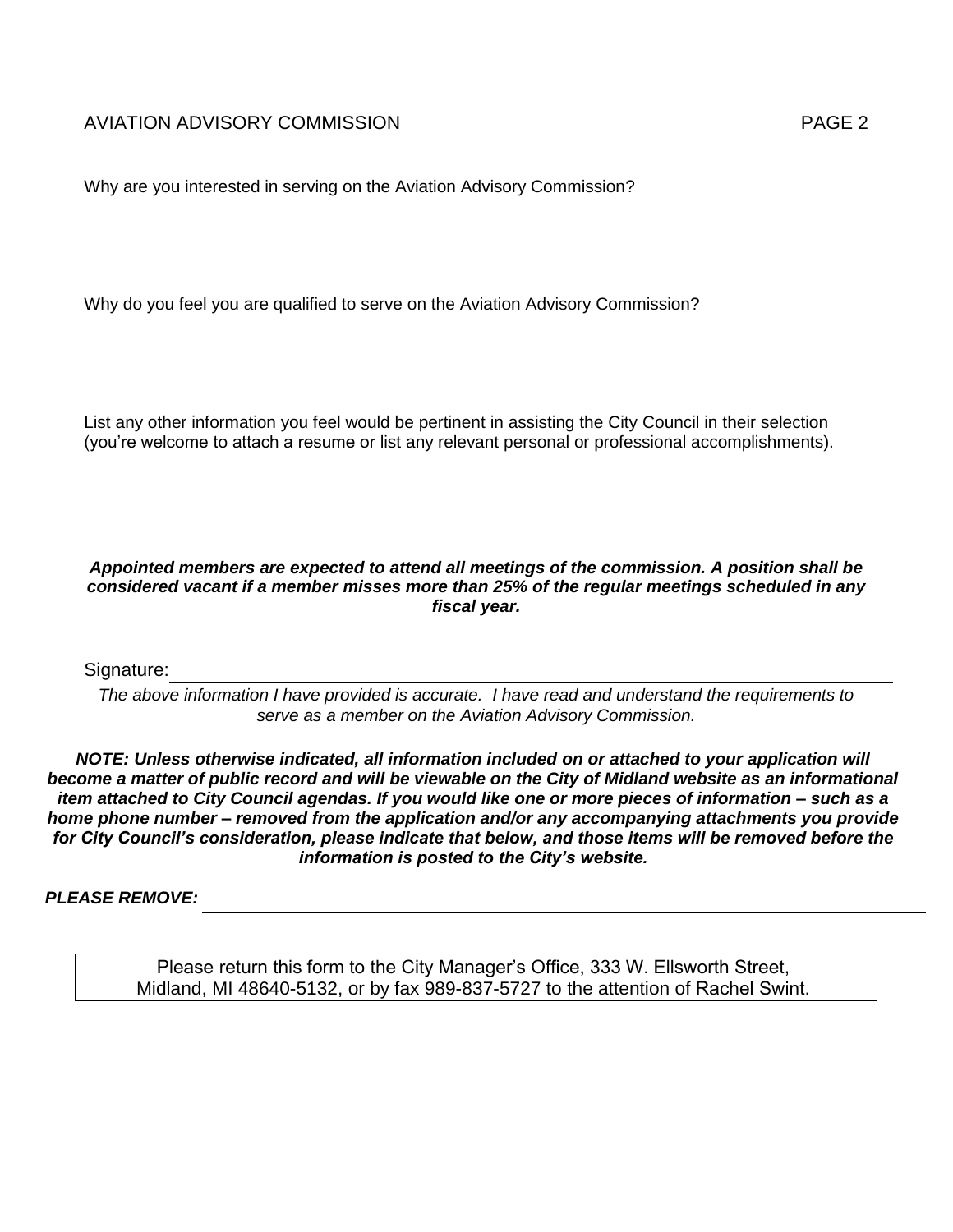Why are you interested in serving on the Aviation Advisory Commission?

Why do you feel you are qualified to serve on the Aviation Advisory Commission?

List any other information you feel would be pertinent in assisting the City Council in their selection (you're welcome to attach a resume or list any relevant personal or professional accomplishments).

***Appointed members are expected to attend all meetings of the commission. A position shall be considered vacant if a member misses more than 25% of the regular meetings scheduled in any fiscal year.***

Signature: ________________________________________________

*The above information I have provided is accurate. I have read and understand the requirements to serve as a member on the Aviation Advisory Commission.*

***NOTE: Unless otherwise indicated, all information included on or attached to your application will become a matter of public record and will be viewable on the City of Midland website as an informational item attached to City Council agendas. If you would like one or more pieces of information – such as a home phone number – removed from the application and/or any accompanying attachments you provide for City Council's consideration, please indicate that below, and those items will be removed before the information is posted to the City's website.***

***PLEASE REMOVE:*** ________________________________________________

Please return this form to the City Manager's Office, 333 W. Ellsworth Street, Midland, MI 48640-5132, or by fax 989-837-5727 to the attention of Rachel Swint.